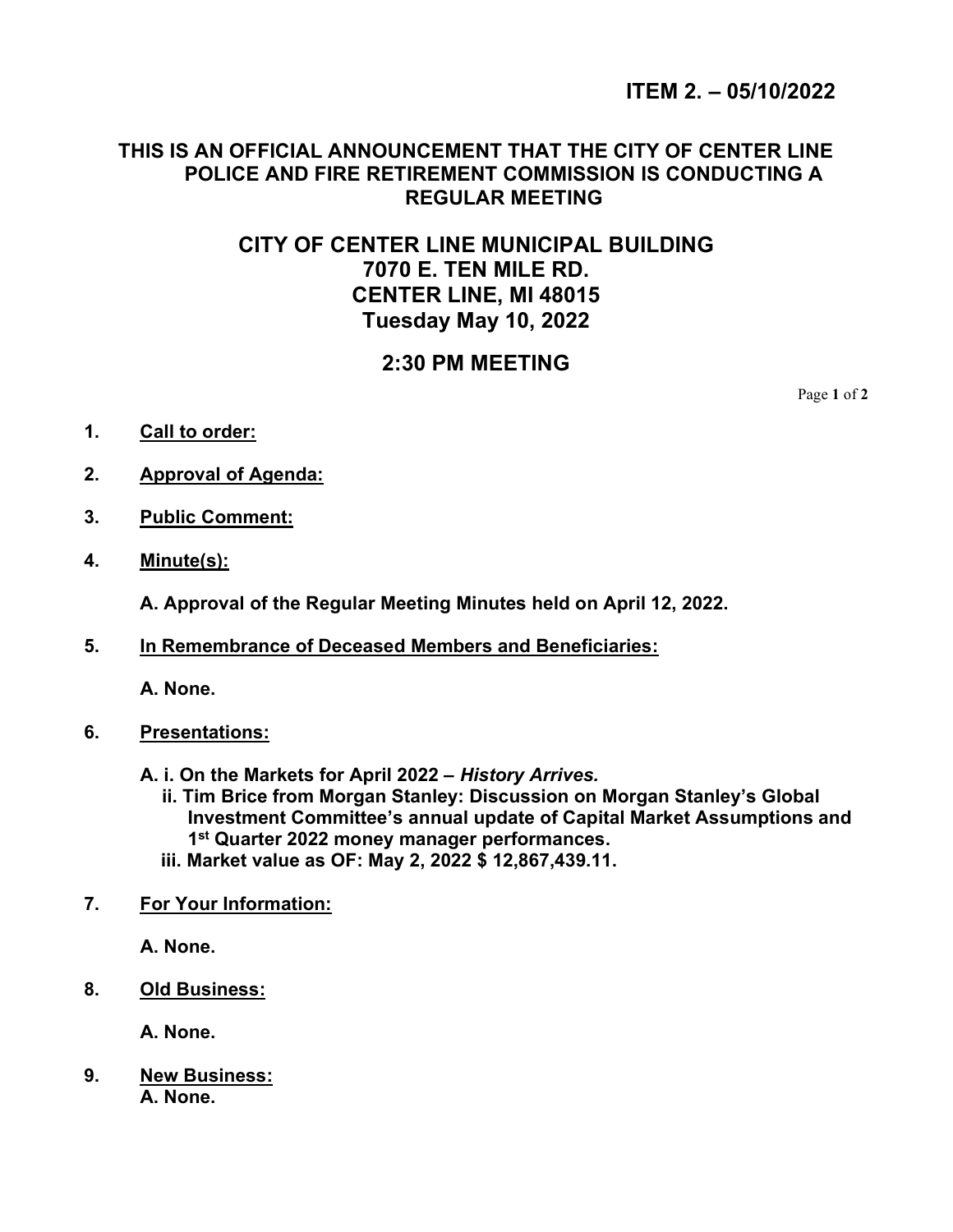**ITEM 2. – 05/10/2022**

**THIS IS AN OFFICIAL ANNOUNCEMENT THAT THE CITY OF CENTER LINE POLICE AND FIRE RETIREMENT COMMISSION IS CONDUCTING A REGULAR MEETING**

**CITY OF CENTER LINE MUNICIPAL BUILDING**
**7070 E. TEN MILE RD.**
**CENTER LINE, MI 48015**
**Tuesday May 10, 2022**

**2:30 PM MEETING**

1. **Call to order:**

2. **Approval of Agenda:**

3. **Public Comment:**

4. **Minute(s):**

   **A. Approval of the Regular Meeting Minutes held on April 12, 2022.**

5. **In Remembrance of Deceased Members and Beneficiaries:**

   **A. None.**

6. **Presentations:**

   **A. i. On the Markets for April 2022 – *History Arrives.***
   **ii. Tim Brice from Morgan Stanley: Discussion on Morgan Stanley's Global Investment Committee's annual update of Capital Market Assumptions and 1st Quarter 2022 money manager performances.**
   **iii. Market value as OF: May 2, 2022 $ 12,867,439.11.**

7. **For Your Information:**

   **A. None.**

8. **Old Business:**

   **A. None.**

9. **New Business:**

   **A. None.**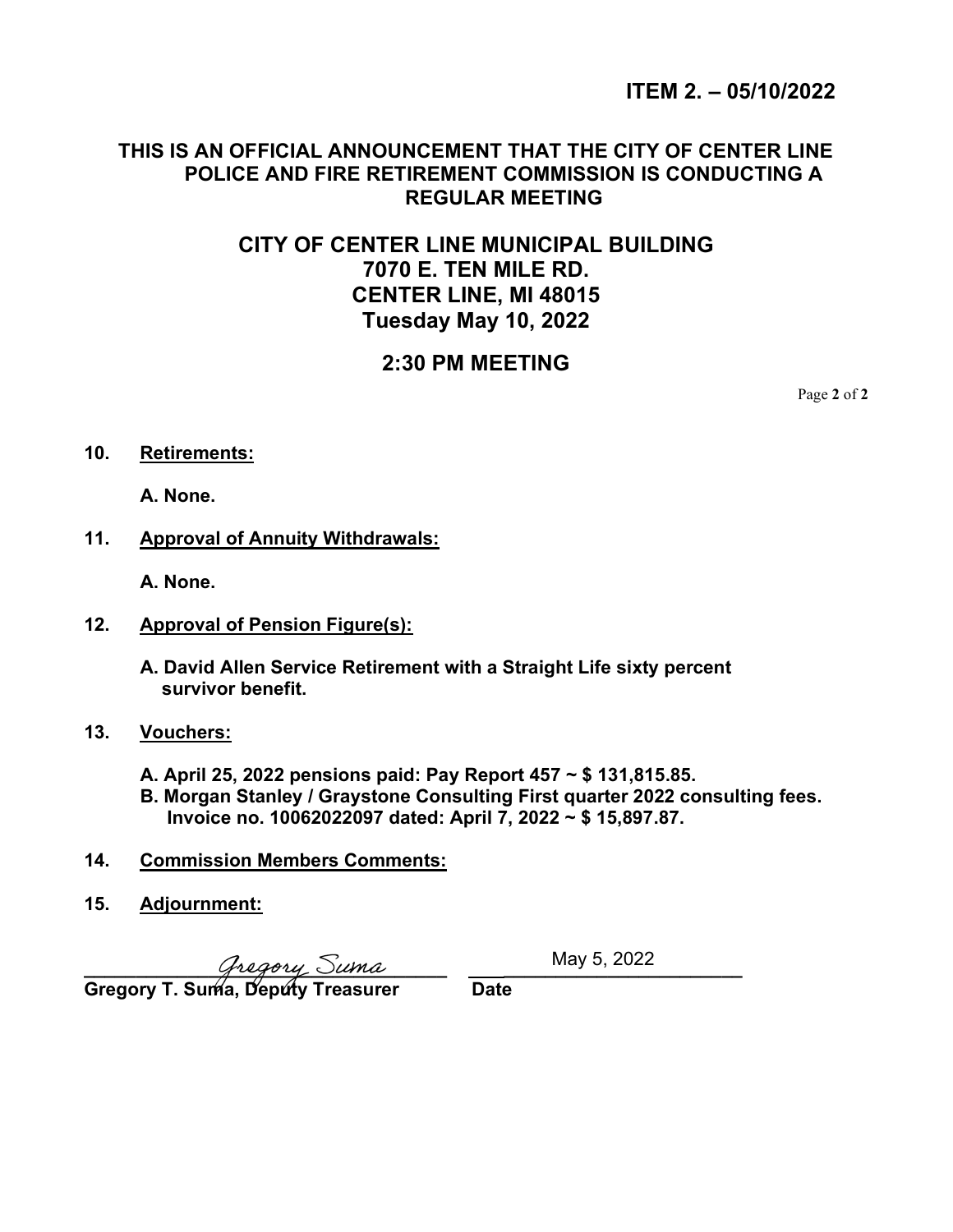**ITEM 2. – 05/10/2022**

## THIS IS AN OFFICIAL ANNOUNCEMENT THAT THE CITY OF CENTER LINE POLICE AND FIRE RETIREMENT COMMISSION IS CONDUCTING A REGULAR MEETING

## CITY OF CENTER LINE MUNICIPAL BUILDING
## 7070 E. TEN MILE RD.
## CENTER LINE, MI 48015
## Tuesday May 10, 2022

## 2:30 PM MEETING

**10. Retirements:**

**A. None.**

**11. Approval of Annuity Withdrawals:**

**A. None.**

**12. Approval of Pension Figure(s):**

**A. David Allen Service Retirement with a Straight Life sixty percent survivor benefit.**

**13. Vouchers:**

**A. April 25, 2022 pensions paid: Pay Report 457 ~ $ 131,815.85.**
**B. Morgan Stanley / Graystone Consulting First quarter 2022 consulting fees. Invoice no. 10062022097 dated: April 7, 2022 ~ $ 15,897.87.**

**14. Commission Members Comments:**

**15. Adjournment:**

Gregory Suma

**Gregory T. Suma, Deputy Treasurer**

May 5, 2022

**Date**